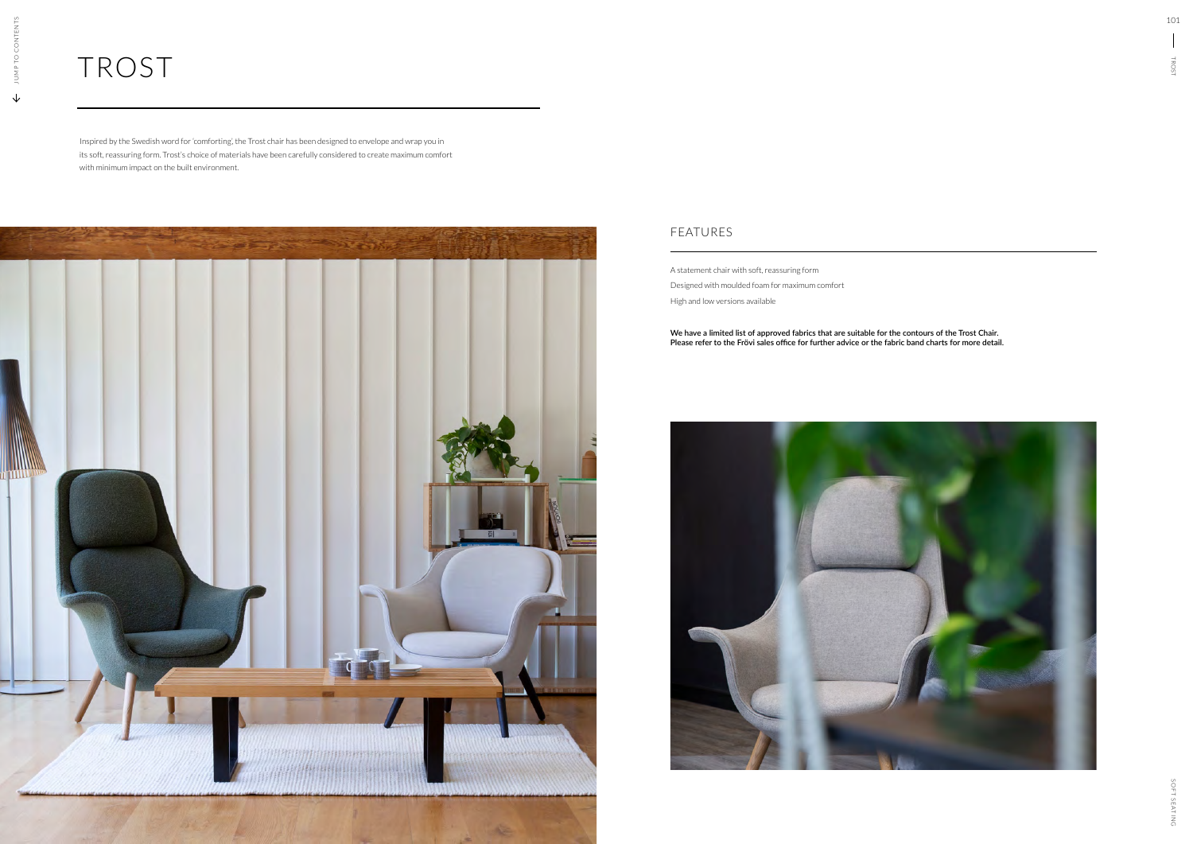# TROST

Inspired by the Swedish word for 'comforting', the Trost chair has been designed to envelope and wrap you in its soft, reassuring form. Trost's choice of materials have been carefully considered to create maximum comfort with minimum impact on the built environment.

## FEATURES

A statement chair with soft, reassuring form

Designed with moulded foam for maximum comfort

High and low versions available

**We have a limited list of approved fabrics that are suitable for the contours of the Trost Chair. Please refer to the Frövi sales office for further advice or the fabric band charts for more detail.**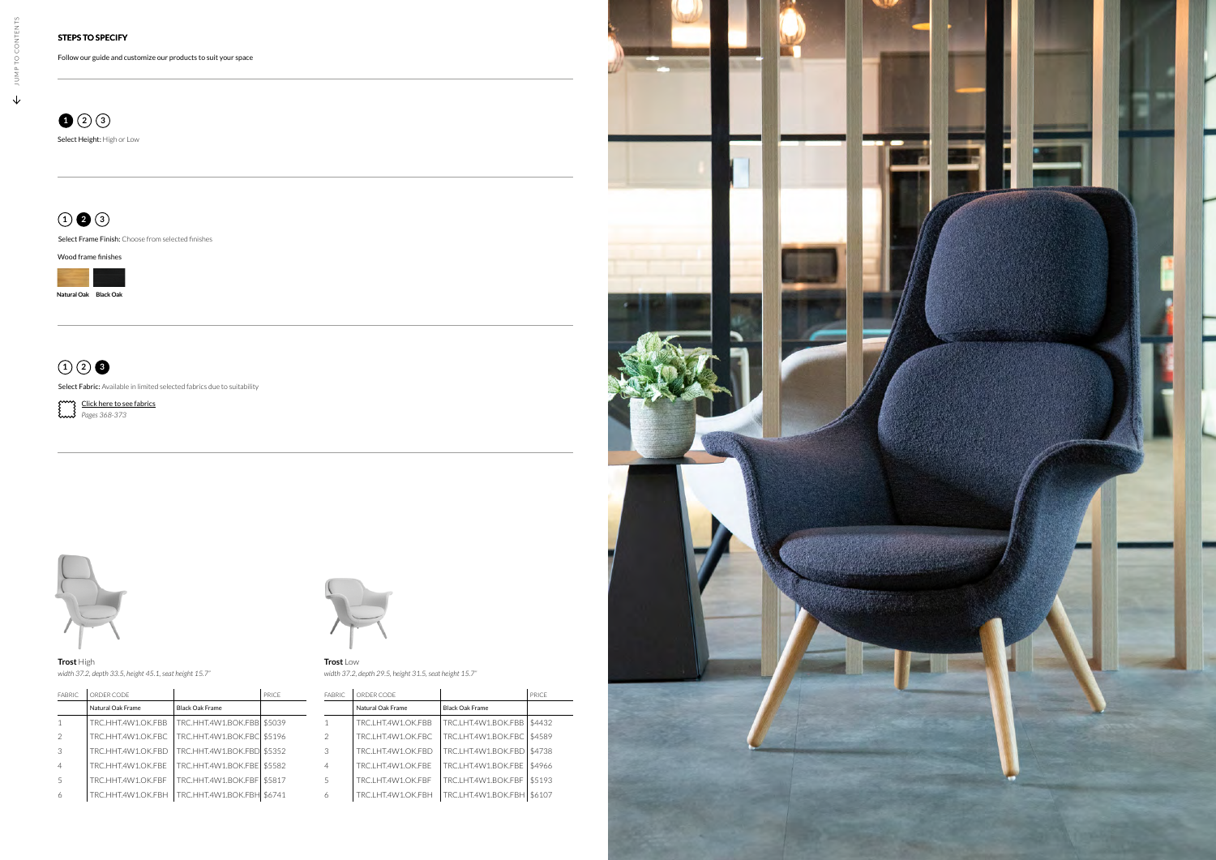## STEPS TO SPECIFY

Follow our guide and customize our products to suit your space

**1** 2 3

**Select Height:** High or Low

1 **2** 3

**Select Frame Finish:** Choose from selected finishes

Wood frame finishes

Natural Oak  Black Oak

1 2 **3**

**Select Fabric:** Available in limited selected fabrics due to suitability

Click here to see fabrics
*Pages 368-373*

**Trost** High
*width 37.2, depth 33.5, height 45.1, seat height 15.7"*

| FABRIC | ORDER CODE | | PRICE |
|---|---|---|---|
| | Natural Oak Frame | Black Oak Frame | |
| 1 | TRC.HHT.4W1.OK.FBB | TRC.HHT.4W1.BOK.FBB | $5039 |
| 2 | TRC.HHT.4W1.OK.FBC | TRC.HHT.4W1.BOK.FBC | $5196 |
| 3 | TRC.HHT.4W1.OK.FBD | TRC.HHT.4W1.BOK.FBD | $5352 |
| 4 | TRC.HHT.4W1.OK.FBE | TRC.HHT.4W1.BOK.FBE | $5582 |
| 5 | TRC.HHT.4W1.OK.FBF | TRC.HHT.4W1.BOK.FBF | $5817 |
| 6 | TRC.HHT.4W1.OK.FBH | TRC.HHT.4W1.BOK.FBH | $6741 |

**Trost** Low
*width 37.2, depth 29.5, height 31.5, seat height 15.7"*

| FABRIC | ORDER CODE | | PRICE |
|---|---|---|---|
| | Natural Oak Frame | Black Oak Frame | |
| 1 | TRC.LHT.4W1.OK.FBB | TRC.LHT.4W1.BOK.FBB | $4432 |
| 2 | TRC.LHT.4W1.OK.FBC | TRC.LHT.4W1.BOK.FBC | $4589 |
| 3 | TRC.LHT.4W1.OK.FBD | TRC.LHT.4W1.BOK.FBD | $4738 |
| 4 | TRC.LHT.4W1.OK.FBE | TRC.LHT.4W1.BOK.FBE | $4966 |
| 5 | TRC.LHT.4W1.OK.FBF | TRC.LHT.4W1.BOK.FBF | $5193 |
| 6 | TRC.LHT.4W1.OK.FBH | TRC.LHT.4W1.BOK.FBH | $6107 |